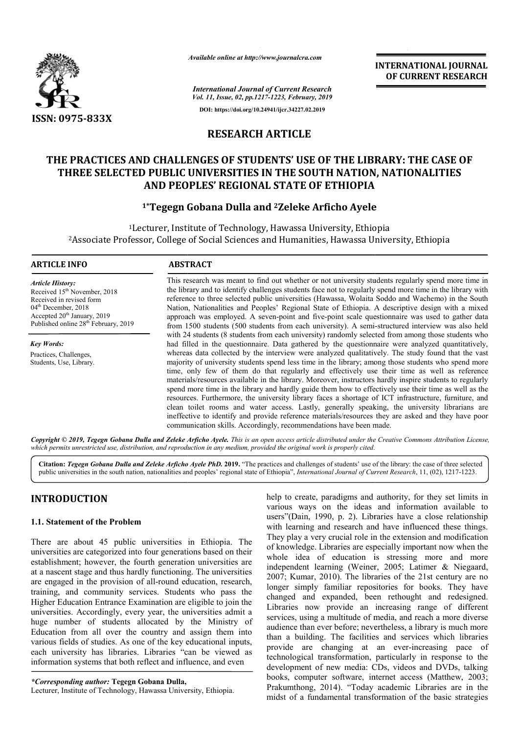*Available online at http://www.journalcra.com*

*International Journal of Current Research*
*Vol. 11, Issue, 02, pp.1217-1223, February, 2019*

**DOI: https://doi.org/10.24941/ijcr.34227.02.2019**

**ISSN: 0975-833X**

**INTERNATIONAL JOURNAL OF CURRENT RESEARCH**

## RESEARCH ARTICLE

# THE PRACTICES AND CHALLENGES OF STUDENTS' USE OF THE LIBRARY: THE CASE OF THREE SELECTED PUBLIC UNIVERSITIES IN THE SOUTH NATION, NATIONALITIES AND PEOPLES' REGIONAL STATE OF ETHIOPIA

**[1]*Tegegn Gobana Dulla and [2]Zeleke Arficho Ayele**

[1]Lecturer, Institute of Technology, Hawassa University, Ethiopia
[2]Associate Professor, College of Social Sciences and Humanities, Hawassa University, Ethiopia

### ARTICLE INFO

*Article History:*
Received 15th November, 2018
Received in revised form
04th December, 2018
Accepted 20th January, 2019
Published online 28th February, 2019

*Key Words:*
Practices, Challenges, Students, Use, Library.

### ABSTRACT

This research was meant to find out whether or not university students regularly spend more time in the library and to identify challenges students face not to regularly spend more time in the library with reference to three selected public universities (Hawassa, Wolaita Soddo and Wachemo) in the South Nation, Nationalities and Peoples' Regional State of Ethiopia. A descriptive design with a mixed approach was employed. A seven-point and five-point scale questionnaire was used to gather data from 1500 students (500 students from each university). A semi-structured interview was also held with 24 students (8 students from each university) randomly selected from among those students who had filled in the questionnaire. Data gathered by the questionnaire were analyzed quantitatively, whereas data collected by the interview were analyzed qualitatively. The study found that the vast majority of university students spend less time in the library; among those students who spend more time, only few of them do that regularly and effectively use their time as well as reference materials/resources available in the library. Moreover, instructors hardly inspire students to regularly spend more time in the library and hardly guide them how to effectively use their time as well as the resources. Furthermore, the university library faces a shortage of ICT infrastructure, furniture, and clean toilet rooms and water access. Lastly, generally speaking, the university librarians are ineffective to identify and provide reference materials/resources they are asked and they have poor communication skills. Accordingly, recommendations have been made.

*Copyright © 2019, Tegegn Gobana Dulla and Zeleke Arficho Ayele. This is an open access article distributed under the Creative Commons Attribution License, which permits unrestricted use, distribution, and reproduction in any medium, provided the original work is properly cited.*

**Citation:** *Tegegn Gobana Dulla and Zeleke Arficho Ayele PhD.* **2019.** "The practices and challenges of students' use of the library: the case of three selected public universities in the south nation, nationalities and peoples' regional state of Ethiopia", *International Journal of Current Research*, 11, (02), 1217-1223.

## INTRODUCTION

### 1.1. Statement of the Problem

There are about 45 public universities in Ethiopia. The universities are categorized into four generations based on their establishment; however, the fourth generation universities are at a nascent stage and thus hardly functioning. The universities are engaged in the provision of all-round education, research, training, and community services. Students who pass the Higher Education Entrance Examination are eligible to join the universities. Accordingly, every year, the universities admit a huge number of students allocated by the Ministry of Education from all over the country and assign them into various fields of studies. As one of the key educational inputs, each university has libraries. Libraries "can be viewed as information systems that both reflect and influence, and even help to create, paradigms and authority, for they set limits in various ways on the ideas and information available to users"(Dain, 1990, p. 2). Libraries have a close relationship with learning and research and have influenced these things. They play a very crucial role in the extension and modification of knowledge. Libraries are especially important now when the whole idea of education is stressing more and more independent learning (Weiner, 2005; Latimer & Niegaard, 2007; Kumar, 2010). The libraries of the 21st century are no longer simply familiar repositories for books. They have changed and expanded, been rethought and redesigned. Libraries now provide an increasing range of different services, using a multitude of media, and reach a more diverse audience than ever before; nevertheless, a library is much more than a building. The facilities and services which libraries provide are changing at an ever-increasing pace of technological transformation, particularly in response to the development of new media: CDs, videos and DVDs, talking books, computer software, internet access (Matthew, 2003; Prakumthong, 2014). "Today academic Libraries are in the midst of a fundamental transformation of the basic strategies

*\*Corresponding author:* **Tegegn Gobana Dulla,**
Lecturer, Institute of Technology, Hawassa University, Ethiopia.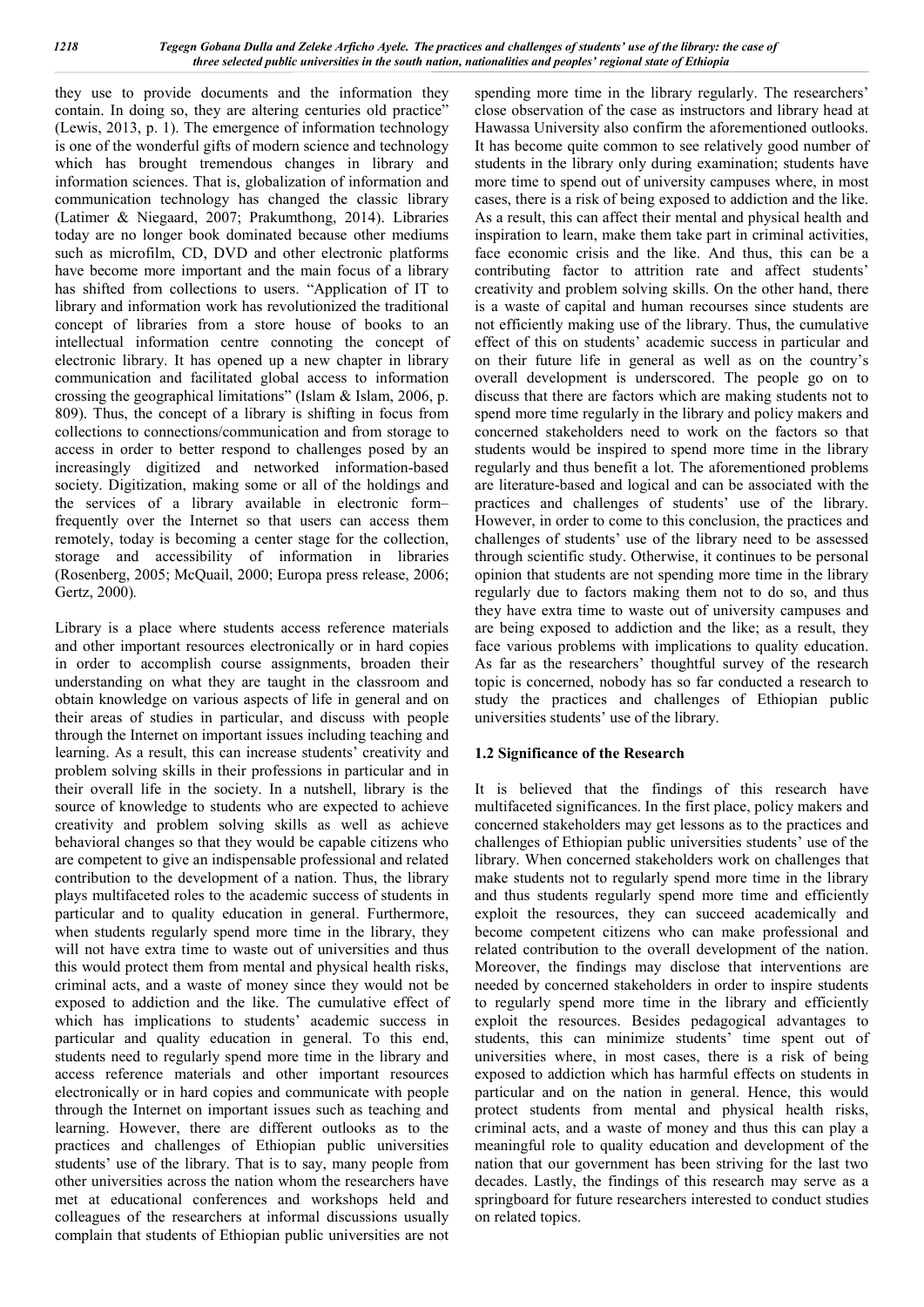they use to provide documents and the information they contain. In doing so, they are altering centuries old practice" (Lewis, 2013, p. 1). The emergence of information technology is one of the wonderful gifts of modern science and technology which has brought tremendous changes in library and information sciences. That is, globalization of information and communication technology has changed the classic library (Latimer & Niegaard, 2007; Prakumthong, 2014). Libraries today are no longer book dominated because other mediums such as microfilm, CD, DVD and other electronic platforms have become more important and the main focus of a library has shifted from collections to users. "Application of IT to library and information work has revolutionized the traditional concept of libraries from a store house of books to an intellectual information centre connoting the concept of electronic library. It has opened up a new chapter in library communication and facilitated global access to information crossing the geographical limitations" (Islam & Islam, 2006, p. 809). Thus, the concept of a library is shifting in focus from collections to connections/communication and from storage to access in order to better respond to challenges posed by an increasingly digitized and networked information-based society. Digitization, making some or all of the holdings and the services of a library available in electronic form– frequently over the Internet so that users can access them remotely, today is becoming a center stage for the collection, storage and accessibility of information in libraries (Rosenberg, 2005; McQuail, 2000; Europa press release, 2006; Gertz, 2000).

Library is a place where students access reference materials and other important resources electronically or in hard copies in order to accomplish course assignments, broaden their understanding on what they are taught in the classroom and obtain knowledge on various aspects of life in general and on their areas of studies in particular, and discuss with people through the Internet on important issues including teaching and learning. As a result, this can increase students' creativity and problem solving skills in their professions in particular and in their overall life in the society. In a nutshell, library is the source of knowledge to students who are expected to achieve creativity and problem solving skills as well as achieve behavioral changes so that they would be capable citizens who are competent to give an indispensable professional and related contribution to the development of a nation. Thus, the library plays multifaceted roles to the academic success of students in particular and to quality education in general. Furthermore, when students regularly spend more time in the library, they will not have extra time to waste out of universities and thus this would protect them from mental and physical health risks, criminal acts, and a waste of money since they would not be exposed to addiction and the like. The cumulative effect of which has implications to students' academic success in particular and quality education in general. To this end, students need to regularly spend more time in the library and access reference materials and other important resources electronically or in hard copies and communicate with people through the Internet on important issues such as teaching and learning. However, there are different outlooks as to the practices and challenges of Ethiopian public universities students' use of the library. That is to say, many people from other universities across the nation whom the researchers have met at educational conferences and workshops held and colleagues of the researchers at informal discussions usually complain that students of Ethiopian public universities are not spending more time in the library regularly. The researchers' close observation of the case as instructors and library head at Hawassa University also confirm the aforementioned outlooks. It has become quite common to see relatively good number of students in the library only during examination; students have more time to spend out of university campuses where, in most cases, there is a risk of being exposed to addiction and the like. As a result, this can affect their mental and physical health and inspiration to learn, make them take part in criminal activities, face economic crisis and the like. And thus, this can be a contributing factor to attrition rate and affect students' creativity and problem solving skills. On the other hand, there is a waste of capital and human recourses since students are not efficiently making use of the library. Thus, the cumulative effect of this on students' academic success in particular and on their future life in general as well as on the country's overall development is underscored. The people go on to discuss that there are factors which are making students not to spend more time regularly in the library and policy makers and concerned stakeholders need to work on the factors so that students would be inspired to spend more time in the library regularly and thus benefit a lot. The aforementioned problems are literature-based and logical and can be associated with the practices and challenges of students' use of the library. However, in order to come to this conclusion, the practices and challenges of students' use of the library need to be assessed through scientific study. Otherwise, it continues to be personal opinion that students are not spending more time in the library regularly due to factors making them not to do so, and thus they have extra time to waste out of university campuses and are being exposed to addiction and the like; as a result, they face various problems with implications to quality education. As far as the researchers' thoughtful survey of the research topic is concerned, nobody has so far conducted a research to study the practices and challenges of Ethiopian public universities students' use of the library.

### 1.2 Significance of the Research

It is believed that the findings of this research have multifaceted significances. In the first place, policy makers and concerned stakeholders may get lessons as to the practices and challenges of Ethiopian public universities students' use of the library. When concerned stakeholders work on challenges that make students not to regularly spend more time in the library and thus students regularly spend more time and efficiently exploit the resources, they can succeed academically and become competent citizens who can make professional and related contribution to the overall development of the nation. Moreover, the findings may disclose that interventions are needed by concerned stakeholders in order to inspire students to regularly spend more time in the library and efficiently exploit the resources. Besides pedagogical advantages to students, this can minimize students' time spent out of universities where, in most cases, there is a risk of being exposed to addiction which has harmful effects on students in particular and on the nation in general. Hence, this would protect students from mental and physical health risks, criminal acts, and a waste of money and thus this can play a meaningful role to quality education and development of the nation that our government has been striving for the last two decades. Lastly, the findings of this research may serve as a springboard for future researchers interested to conduct studies on related topics.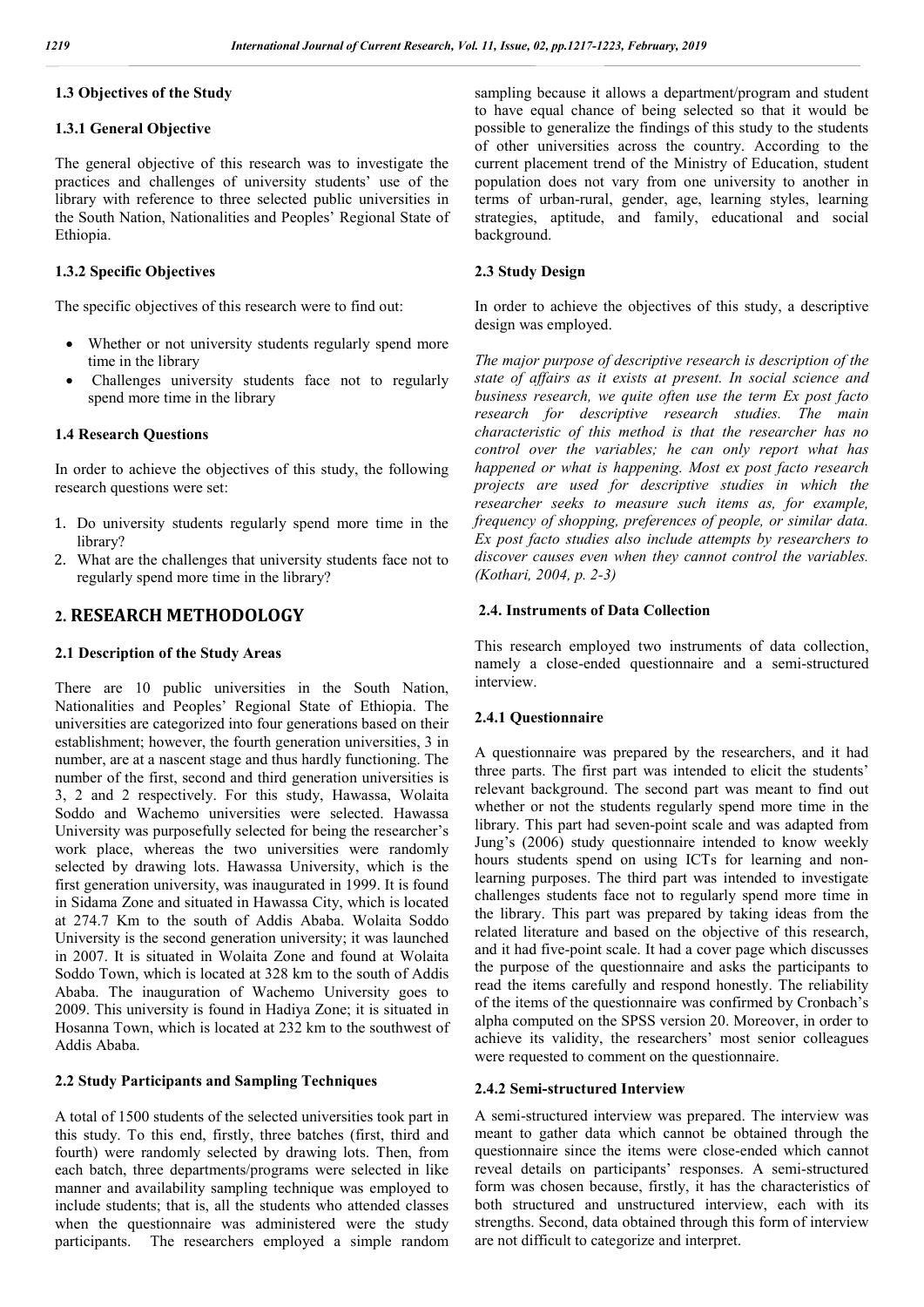### 1.3 Objectives of the Study

#### 1.3.1 General Objective

The general objective of this research was to investigate the practices and challenges of university students' use of the library with reference to three selected public universities in the South Nation, Nationalities and Peoples' Regional State of Ethiopia.

#### 1.3.2 Specific Objectives

The specific objectives of this research were to find out:

- Whether or not university students regularly spend more time in the library
- Challenges university students face not to regularly spend more time in the library

### 1.4 Research Questions

In order to achieve the objectives of this study, the following research questions were set:

1. Do university students regularly spend more time in the library?
2. What are the challenges that university students face not to regularly spend more time in the library?

## 2. RESEARCH METHODOLOGY

### 2.1 Description of the Study Areas

There are 10 public universities in the South Nation, Nationalities and Peoples' Regional State of Ethiopia. The universities are categorized into four generations based on their establishment; however, the fourth generation universities, 3 in number, are at a nascent stage and thus hardly functioning. The number of the first, second and third generation universities is 3, 2 and 2 respectively. For this study, Hawassa, Wolaita Soddo and Wachemo universities were selected. Hawassa University was purposefully selected for being the researcher's work place, whereas the two universities were randomly selected by drawing lots. Hawassa University, which is the first generation university, was inaugurated in 1999. It is found in Sidama Zone and situated in Hawassa City, which is located at 274.7 Km to the south of Addis Ababa. Wolaita Soddo University is the second generation university; it was launched in 2007. It is situated in Wolaita Zone and found at Wolaita Soddo Town, which is located at 328 km to the south of Addis Ababa. The inauguration of Wachemo University goes to 2009. This university is found in Hadiya Zone; it is situated in Hosanna Town, which is located at 232 km to the southwest of Addis Ababa.

### 2.2 Study Participants and Sampling Techniques

A total of 1500 students of the selected universities took part in this study. To this end, firstly, three batches (first, third and fourth) were randomly selected by drawing lots. Then, from each batch, three departments/programs were selected in like manner and availability sampling technique was employed to include students; that is, all the students who attended classes when the questionnaire was administered were the study participants. The researchers employed a simple random sampling because it allows a department/program and student to have equal chance of being selected so that it would be possible to generalize the findings of this study to the students of other universities across the country. According to the current placement trend of the Ministry of Education, student population does not vary from one university to another in terms of urban-rural, gender, age, learning styles, learning strategies, aptitude, and family, educational and social background.

### 2.3 Study Design

In order to achieve the objectives of this study, a descriptive design was employed.

*The major purpose of descriptive research is description of the state of affairs as it exists at present. In social science and business research, we quite often use the term Ex post facto research for descriptive research studies. The main characteristic of this method is that the researcher has no control over the variables; he can only report what has happened or what is happening. Most ex post facto research projects are used for descriptive studies in which the researcher seeks to measure such items as, for example, frequency of shopping, preferences of people, or similar data. Ex post facto studies also include attempts by researchers to discover causes even when they cannot control the variables. (Kothari, 2004, p. 2-3)*

### 2.4. Instruments of Data Collection

This research employed two instruments of data collection, namely a close-ended questionnaire and a semi-structured interview.

#### 2.4.1 Questionnaire

A questionnaire was prepared by the researchers, and it had three parts. The first part was intended to elicit the students' relevant background. The second part was meant to find out whether or not the students regularly spend more time in the library. This part had seven-point scale and was adapted from Jung's (2006) study questionnaire intended to know weekly hours students spend on using ICTs for learning and non-learning purposes. The third part was intended to investigate challenges students face not to regularly spend more time in the library. This part was prepared by taking ideas from the related literature and based on the objective of this research, and it had five-point scale. It had a cover page which discusses the purpose of the questionnaire and asks the participants to read the items carefully and respond honestly. The reliability of the items of the questionnaire was confirmed by Cronbach's alpha computed on the SPSS version 20. Moreover, in order to achieve its validity, the researchers' most senior colleagues were requested to comment on the questionnaire.

#### 2.4.2 Semi-structured Interview

A semi-structured interview was prepared. The interview was meant to gather data which cannot be obtained through the questionnaire since the items were close-ended which cannot reveal details on participants' responses. A semi-structured form was chosen because, firstly, it has the characteristics of both structured and unstructured interview, each with its strengths. Second, data obtained through this form of interview are not difficult to categorize and interpret.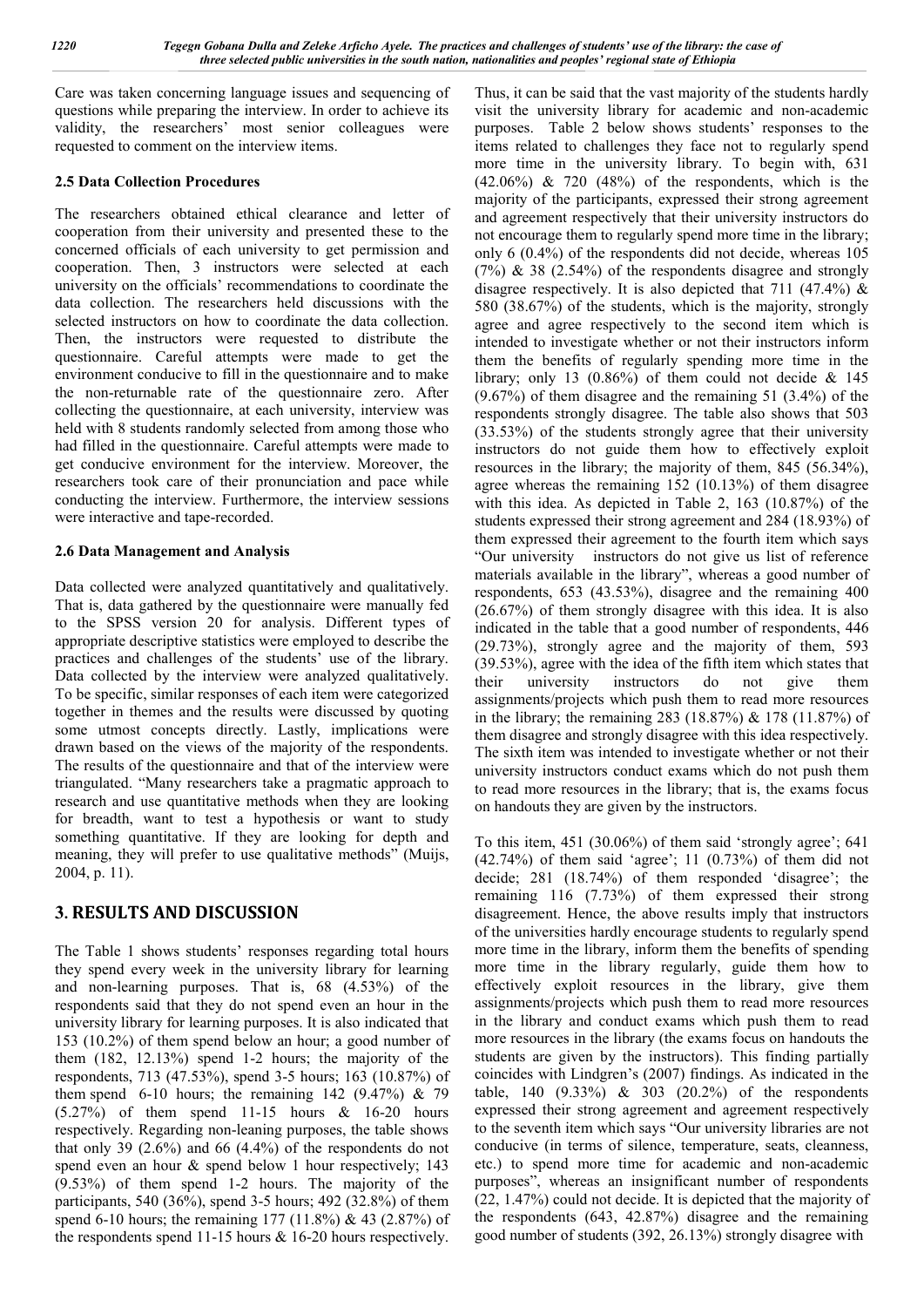Care was taken concerning language issues and sequencing of questions while preparing the interview. In order to achieve its validity, the researchers' most senior colleagues were requested to comment on the interview items.

### 2.5 Data Collection Procedures

The researchers obtained ethical clearance and letter of cooperation from their university and presented these to the concerned officials of each university to get permission and cooperation. Then, 3 instructors were selected at each university on the officials' recommendations to coordinate the data collection. The researchers held discussions with the selected instructors on how to coordinate the data collection. Then, the instructors were requested to distribute the questionnaire. Careful attempts were made to get the environment conducive to fill in the questionnaire and to make the non-returnable rate of the questionnaire zero. After collecting the questionnaire, at each university, interview was held with 8 students randomly selected from among those who had filled in the questionnaire. Careful attempts were made to get conducive environment for the interview. Moreover, the researchers took care of their pronunciation and pace while conducting the interview. Furthermore, the interview sessions were interactive and tape-recorded.

### 2.6 Data Management and Analysis

Data collected were analyzed quantitatively and qualitatively. That is, data gathered by the questionnaire were manually fed to the SPSS version 20 for analysis. Different types of appropriate descriptive statistics were employed to describe the practices and challenges of the students' use of the library. Data collected by the interview were analyzed qualitatively. To be specific, similar responses of each item were categorized together in themes and the results were discussed by quoting some utmost concepts directly. Lastly, implications were drawn based on the views of the majority of the respondents. The results of the questionnaire and that of the interview were triangulated. "Many researchers take a pragmatic approach to research and use quantitative methods when they are looking for breadth, want to test a hypothesis or want to study something quantitative. If they are looking for depth and meaning, they will prefer to use qualitative methods" (Muijs, 2004, p. 11).

## 3. RESULTS AND DISCUSSION

The Table 1 shows students' responses regarding total hours they spend every week in the university library for learning and non-learning purposes. That is, 68 (4.53%) of the respondents said that they do not spend even an hour in the university library for learning purposes. It is also indicated that 153 (10.2%) of them spend below an hour; a good number of them (182, 12.13%) spend 1-2 hours; the majority of the respondents, 713 (47.53%), spend 3-5 hours; 163 (10.87%) of them spend 6-10 hours; the remaining 142 (9.47%) & 79 (5.27%) of them spend 11-15 hours & 16-20 hours respectively. Regarding non-leaning purposes, the table shows that only 39 (2.6%) and 66 (4.4%) of the respondents do not spend even an hour & spend below 1 hour respectively; 143 (9.53%) of them spend 1-2 hours. The majority of the participants, 540 (36%), spend 3-5 hours; 492 (32.8%) of them spend 6-10 hours; the remaining 177 (11.8%) & 43 (2.87%) of the respondents spend 11-15 hours & 16-20 hours respectively.

Thus, it can be said that the vast majority of the students hardly visit the university library for academic and non-academic purposes. Table 2 below shows students' responses to the items related to challenges they face not to regularly spend more time in the university library. To begin with, 631 (42.06%) & 720 (48%) of the respondents, which is the majority of the participants, expressed their strong agreement and agreement respectively that their university instructors do not encourage them to regularly spend more time in the library; only 6 (0.4%) of the respondents did not decide, whereas 105 (7%) & 38 (2.54%) of the respondents disagree and strongly disagree respectively. It is also depicted that 711 (47.4%) & 580 (38.67%) of the students, which is the majority, strongly agree and agree respectively to the second item which is intended to investigate whether or not their instructors inform them the benefits of regularly spending more time in the library; only 13 (0.86%) of them could not decide & 145 (9.67%) of them disagree and the remaining 51 (3.4%) of the respondents strongly disagree. The table also shows that 503 (33.53%) of the students strongly agree that their university instructors do not guide them how to effectively exploit resources in the library; the majority of them, 845 (56.34%), agree whereas the remaining 152 (10.13%) of them disagree with this idea. As depicted in Table 2, 163 (10.87%) of the students expressed their strong agreement and 284 (18.93%) of them expressed their agreement to the fourth item which says "Our university instructors do not give us list of reference materials available in the library", whereas a good number of respondents, 653 (43.53%), disagree and the remaining 400 (26.67%) of them strongly disagree with this idea. It is also indicated in the table that a good number of respondents, 446 (29.73%), strongly agree and the majority of them, 593 (39.53%), agree with the idea of the fifth item which states that their university instructors do not give them assignments/projects which push them to read more resources in the library; the remaining 283 (18.87%) & 178 (11.87%) of them disagree and strongly disagree with this idea respectively. The sixth item was intended to investigate whether or not their university instructors conduct exams which do not push them to read more resources in the library; that is, the exams focus on handouts they are given by the instructors.

To this item, 451 (30.06%) of them said 'strongly agree'; 641 (42.74%) of them said 'agree'; 11 (0.73%) of them did not decide; 281 (18.74%) of them responded 'disagree'; the remaining 116 (7.73%) of them expressed their strong disagreement. Hence, the above results imply that instructors of the universities hardly encourage students to regularly spend more time in the library, inform them the benefits of spending more time in the library regularly, guide them how to effectively exploit resources in the library, give them assignments/projects which push them to read more resources in the library and conduct exams which push them to read more resources in the library (the exams focus on handouts the students are given by the instructors). This finding partially coincides with Lindgren's (2007) findings. As indicated in the table, 140 (9.33%) & 303 (20.2%) of the respondents expressed their strong agreement and agreement respectively to the seventh item which says "Our university libraries are not conducive (in terms of silence, temperature, seats, cleanness, etc.) to spend more time for academic and non-academic purposes", whereas an insignificant number of respondents (22, 1.47%) could not decide. It is depicted that the majority of the respondents (643, 42.87%) disagree and the remaining good number of students (392, 26.13%) strongly disagree with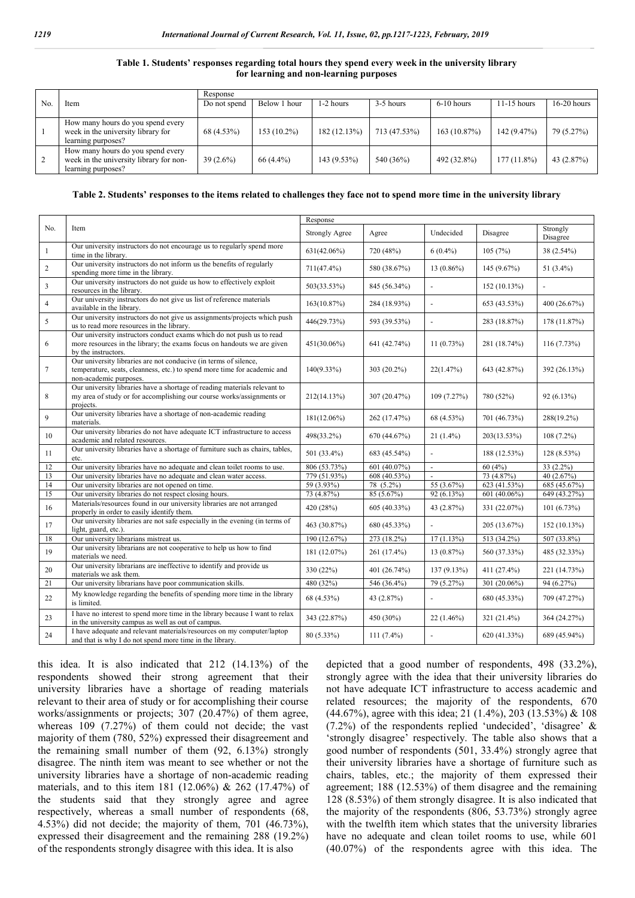**Table 1. Students' responses regarding total hours they spend every week in the university library for learning and non-learning purposes**

| No. | Item | Response | | | | | | |
|---|---|---|---|---|---|---|---|---|
| | | Do not spend | Below 1 hour | 1-2 hours | 3-5 hours | 6-10 hours | 11-15 hours | 16-20 hours |
| 1 | How many hours do you spend every week in the university library for learning purposes? | 68 (4.53%) | 153 (10.2%) | 182 (12.13%) | 713 (47.53%) | 163 (10.87%) | 142 (9.47%) | 79 (5.27%) |
| 2 | How many hours do you spend every week in the university library for non-learning purposes? | 39 (2.6%) | 66 (4.4%) | 143 (9.53%) | 540 (36%) | 492 (32.8%) | 177 (11.8%) | 43 (2.87%) |

**Table 2. Students' responses to the items related to challenges they face not to spend more time in the university library**

| No. | Item | Response | | | | |
|---|---|---|---|---|---|---|
| | | Strongly Agree | Agree | Undecided | Disagree | Strongly Disagree |
| 1 | Our university instructors do not encourage us to regularly spend more time in the library. | 631(42.06%) | 720 (48%) | 6 (0.4%) | 105 (7%) | 38 (2.54%) |
| 2 | Our university instructors do not inform us the benefits of regularly spending more time in the library. | 711(47.4%) | 580 (38.67%) | 13 (0.86%) | 145 (9.67%) | 51 (3.4%) |
| 3 | Our university instructors do not guide us how to effectively exploit resources in the library. | 503(33.53%) | 845 (56.34%) | - | 152 (10.13%) | - |
| 4 | Our university instructors do not give us list of reference materials available in the library. | 163(10.87%) | 284 (18.93%) | - | 653 (43.53%) | 400 (26.67%) |
| 5 | Our university instructors do not give us assignments/projects which push us to read more resources in the library. | 446(29.73%) | 593 (39.53%) | - | 283 (18.87%) | 178 (11.87%) |
| 6 | Our university instructors conduct exams which do not push us to read more resources in the library; the exams focus on handouts we are given by the instructors. | 451(30.06%) | 641 (42.74%) | 11 (0.73%) | 281 (18.74%) | 116 (7.73%) |
| 7 | Our university libraries are not conducive (in terms of silence, temperature, seats, cleanness, etc.) to spend more time for academic and non-academic purposes. | 140(9.33%) | 303 (20.2%) | 22(1.47%) | 643 (42.87%) | 392 (26.13%) |
| 8 | Our university libraries have a shortage of reading materials relevant to my area of study or for accomplishing our course works/assignments or projects. | 212(14.13%) | 307 (20.47%) | 109 (7.27%) | 780 (52%) | 92 (6.13%) |
| 9 | Our university libraries have a shortage of non-academic reading materials. | 181(12.06%) | 262 (17.47%) | 68 (4.53%) | 701 (46.73%) | 288(19.2%) |
| 10 | Our university libraries do not have adequate ICT infrastructure to access academic and related resources. | 498(33.2%) | 670 (44.67%) | 21 (1.4%) | 203(13.53%) | 108 (7.2%) |
| 11 | Our university libraries have a shortage of furniture such as chairs, tables, etc. | 501 (33.4%) | 683 (45.54%) | - | 188 (12.53%) | 128 (8.53%) |
| 12 | Our university libraries have no adequate and clean toilet rooms to use. | 806 (53.73%) | 601 (40.07%) | - | 60 (4%) | 33 (2.2%) |
| 13 | Our university libraries have no adequate and clean water access. | 779 (51.93%) | 608 (40.53%) | - | 73 (4.87%) | 40 (2.67%) |
| 14 | Our university libraries are not opened on time. | 59 (3.93%) | 78 (5.2%) | 55 (3.67%) | 623 (41.53%) | 685 (45.67%) |
| 15 | Our university libraries do not respect closing hours. | 73 (4.87%) | 85 (5.67%) | 92 (6.13%) | 601 (40.06%) | 649 (43.27%) |
| 16 | Materials/resources found in our university libraries are not arranged properly in order to easily identify them. | 420 (28%) | 605 (40.33%) | 43 (2.87%) | 331 (22.07%) | 101 (6.73%) |
| 17 | Our university libraries are not safe especially in the evening (in terms of light, guard, etc.). | 463 (30.87%) | 680 (45.33%) | - | 205 (13.67%) | 152 (10.13%) |
| 18 | Our university librarians mistreat us. | 190 (12.67%) | 273 (18.2%) | 17 (1.13%) | 513 (34.2%) | 507 (33.8%) |
| 19 | Our university librarians are not cooperative to help us how to find materials we need. | 181 (12.07%) | 261 (17.4%) | 13 (0.87%) | 560 (37.33%) | 485 (32.33%) |
| 20 | Our university librarians are ineffective to identify and provide us materials we ask them. | 330 (22%) | 401 (26.74%) | 137 (9.13%) | 411 (27.4%) | 221 (14.73%) |
| 21 | Our university librarians have poor communication skills. | 480 (32%) | 546 (36.4%) | 79 (5.27%) | 301 (20.06%) | 94 (6.27%) |
| 22 | My knowledge regarding the benefits of spending more time in the library is limited. | 68 (4.53%) | 43 (2.87%) | - | 680 (45.33%) | 709 (47.27%) |
| 23 | I have no interest to spend more time in the library because I want to relax in the university campus as well as out of campus. | 343 (22.87%) | 450 (30%) | 22 (1.46%) | 321 (21.4%) | 364 (24.27%) |
| 24 | I have adequate and relevant materials/resources on my computer/laptop and that is why I do not spend more time in the library. | 80 (5.33%) | 111 (7.4%) | - | 620 (41.33%) | 689 (45.94%) |

this idea. It is also indicated that 212 (14.13%) of the respondents showed their strong agreement that their university libraries have a shortage of reading materials relevant to their area of study or for accomplishing their course works/assignments or projects; 307 (20.47%) of them agree, whereas 109 (7.27%) of them could not decide; the vast majority of them (780, 52%) expressed their disagreement and the remaining small number of them (92, 6.13%) strongly disagree. The ninth item was meant to see whether or not the university libraries have a shortage of non-academic reading materials, and to this item 181 (12.06%) & 262 (17.47%) of the students said that they strongly agree and agree respectively, whereas a small number of respondents (68, 4.53%) did not decide; the majority of them, 701 (46.73%), expressed their disagreement and the remaining 288 (19.2%) of the respondents strongly disagree with this idea. It is also depicted that a good number of respondents, 498 (33.2%), strongly agree with the idea that their university libraries do not have adequate ICT infrastructure to access academic and related resources; the majority of the respondents, 670 (44.67%), agree with this idea; 21 (1.4%), 203 (13.53%) & 108 (7.2%) of the respondents replied 'undecided', 'disagree' & 'strongly disagree' respectively. The table also shows that a good number of respondents (501, 33.4%) strongly agree that their university libraries have a shortage of furniture such as chairs, tables, etc.; the majority of them expressed their agreement; 188 (12.53%) of them disagree and the remaining 128 (8.53%) of them strongly disagree. It is also indicated that the majority of the respondents (806, 53.73%) strongly agree with the twelfth item which states that the university libraries have no adequate and clean toilet rooms to use, while 601 (40.07%) of the respondents agree with this idea. The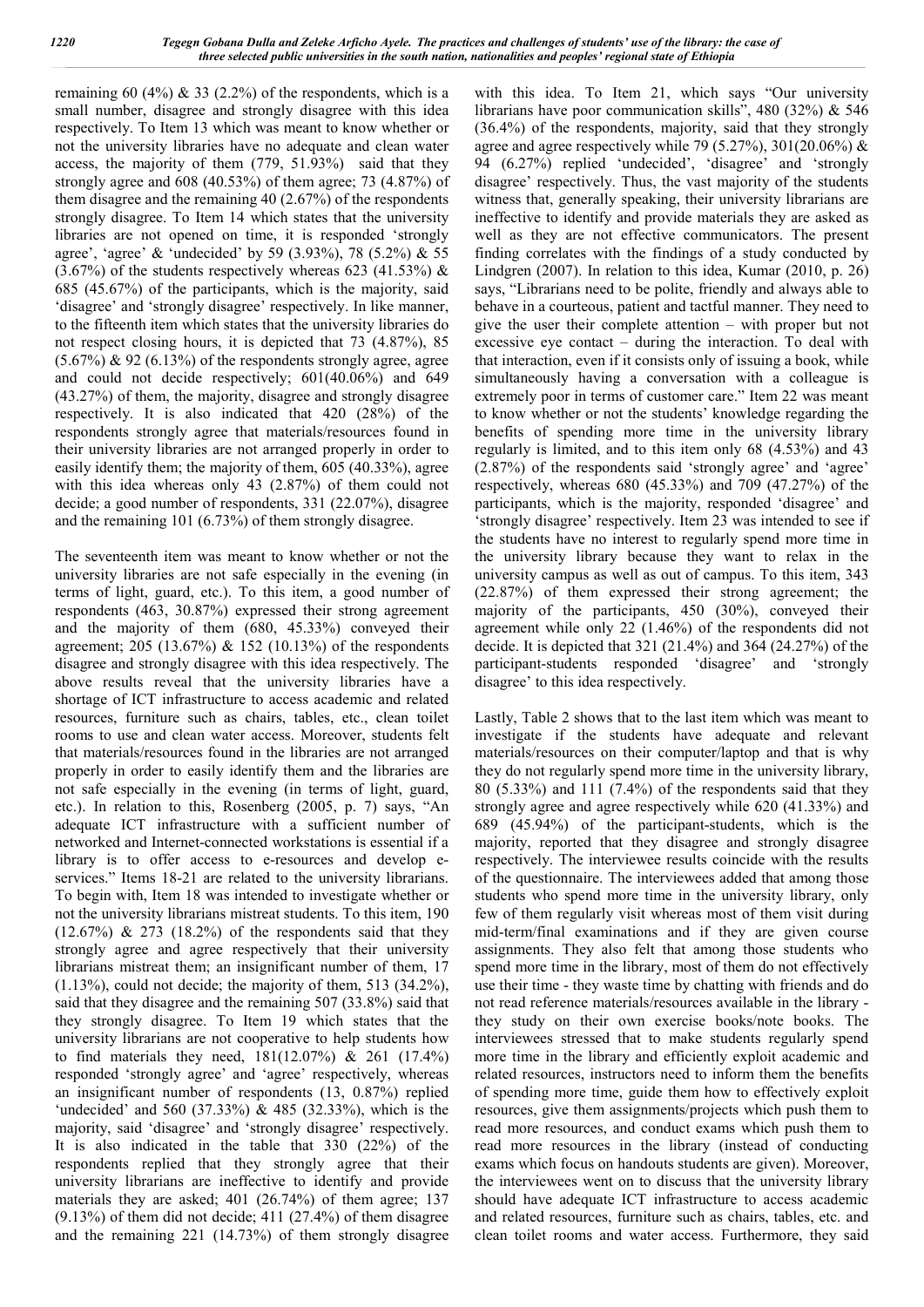remaining 60 (4%) & 33 (2.2%) of the respondents, which is a small number, disagree and strongly disagree with this idea respectively. To Item 13 which was meant to know whether or not the university libraries have no adequate and clean water access, the majority of them (779, 51.93%) said that they strongly agree and 608 (40.53%) of them agree; 73 (4.87%) of them disagree and the remaining 40 (2.67%) of the respondents strongly disagree. To Item 14 which states that the university libraries are not opened on time, it is responded 'strongly agree', 'agree' & 'undecided' by 59 (3.93%), 78 (5.2%) & 55 (3.67%) of the students respectively whereas 623 (41.53%) & 685 (45.67%) of the participants, which is the majority, said 'disagree' and 'strongly disagree' respectively. In like manner, to the fifteenth item which states that the university libraries do not respect closing hours, it is depicted that 73 (4.87%), 85 (5.67%) & 92 (6.13%) of the respondents strongly agree, agree and could not decide respectively; 601(40.06%) and 649 (43.27%) of them, the majority, disagree and strongly disagree respectively. It is also indicated that 420 (28%) of the respondents strongly agree that materials/resources found in their university libraries are not arranged properly in order to easily identify them; the majority of them, 605 (40.33%), agree with this idea whereas only 43 (2.87%) of them could not decide; a good number of respondents, 331 (22.07%), disagree and the remaining 101 (6.73%) of them strongly disagree.

The seventeenth item was meant to know whether or not the university libraries are not safe especially in the evening (in terms of light, guard, etc.). To this item, a good number of respondents (463, 30.87%) expressed their strong agreement and the majority of them (680, 45.33%) conveyed their agreement; 205 (13.67%) & 152 (10.13%) of the respondents disagree and strongly disagree with this idea respectively. The above results reveal that the university libraries have a shortage of ICT infrastructure to access academic and related resources, furniture such as chairs, tables, etc., clean toilet rooms to use and clean water access. Moreover, students felt that materials/resources found in the libraries are not arranged properly in order to easily identify them and the libraries are not safe especially in the evening (in terms of light, guard, etc.). In relation to this, Rosenberg (2005, p. 7) says, "An adequate ICT infrastructure with a sufficient number of networked and Internet-connected workstations is essential if a library is to offer access to e-resources and develop e-services." Items 18-21 are related to the university librarians. To begin with, Item 18 was intended to investigate whether or not the university librarians mistreat students. To this item, 190 (12.67%) & 273 (18.2%) of the respondents said that they strongly agree and agree respectively that their university librarians mistreat them; an insignificant number of them, 17 (1.13%), could not decide; the majority of them, 513 (34.2%), said that they disagree and the remaining 507 (33.8%) said that they strongly disagree. To Item 19 which states that the university librarians are not cooperative to help students how to find materials they need, 181(12.07%) & 261 (17.4%) responded 'strongly agree' and 'agree' respectively, whereas an insignificant number of respondents (13, 0.87%) replied 'undecided' and 560 (37.33%) & 485 (32.33%), which is the majority, said 'disagree' and 'strongly disagree' respectively. It is also indicated in the table that 330 (22%) of the respondents replied that they strongly agree that their university librarians are ineffective to identify and provide materials they are asked; 401 (26.74%) of them agree; 137 (9.13%) of them did not decide; 411 (27.4%) of them disagree and the remaining 221 (14.73%) of them strongly disagree with this idea. To Item 21, which says "Our university librarians have poor communication skills", 480 (32%) & 546 (36.4%) of the respondents, majority, said that they strongly agree and agree respectively while 79 (5.27%), 301(20.06%) & 94 (6.27%) replied 'undecided', 'disagree' and 'strongly disagree' respectively. Thus, the vast majority of the students witness that, generally speaking, their university librarians are ineffective to identify and provide materials they are asked as well as they are not effective communicators. The present finding correlates with the findings of a study conducted by Lindgren (2007). In relation to this idea, Kumar (2010, p. 26) says, "Librarians need to be polite, friendly and always able to behave in a courteous, patient and tactful manner. They need to give the user their complete attention – with proper but not excessive eye contact – during the interaction. To deal with that interaction, even if it consists only of issuing a book, while simultaneously having a conversation with a colleague is extremely poor in terms of customer care." Item 22 was meant to know whether or not the students' knowledge regarding the benefits of spending more time in the university library regularly is limited, and to this item only 68 (4.53%) and 43 (2.87%) of the respondents said 'strongly agree' and 'agree' respectively, whereas 680 (45.33%) and 709 (47.27%) of the participants, which is the majority, responded 'disagree' and 'strongly disagree' respectively. Item 23 was intended to see if the students have no interest to regularly spend more time in the university library because they want to relax in the university campus as well as out of campus. To this item, 343 (22.87%) of them expressed their strong agreement; the majority of the participants, 450 (30%), conveyed their agreement while only 22 (1.46%) of the respondents did not decide. It is depicted that 321 (21.4%) and 364 (24.27%) of the participant-students responded 'disagree' and 'strongly disagree' to this idea respectively.

Lastly, Table 2 shows that to the last item which was meant to investigate if the students have adequate and relevant materials/resources on their computer/laptop and that is why they do not regularly spend more time in the university library, 80 (5.33%) and 111 (7.4%) of the respondents said that they strongly agree and agree respectively while 620 (41.33%) and 689 (45.94%) of the participant-students, which is the majority, reported that they disagree and strongly disagree respectively. The interviewee results coincide with the results of the questionnaire. The interviewees added that among those students who spend more time in the university library, only few of them regularly visit whereas most of them visit during mid-term/final examinations and if they are given course assignments. They also felt that among those students who spend more time in the library, most of them do not effectively use their time - they waste time by chatting with friends and do not read reference materials/resources available in the library - they study on their own exercise books/note books. The interviewees stressed that to make students regularly spend more time in the library and efficiently exploit academic and related resources, instructors need to inform them the benefits of spending more time, guide them how to effectively exploit resources, give them assignments/projects which push them to read more resources, and conduct exams which push them to read more resources in the library (instead of conducting exams which focus on handouts students are given). Moreover, the interviewees went on to discuss that the university library should have adequate ICT infrastructure to access academic and related resources, furniture such as chairs, tables, etc. and clean toilet rooms and water access. Furthermore, they said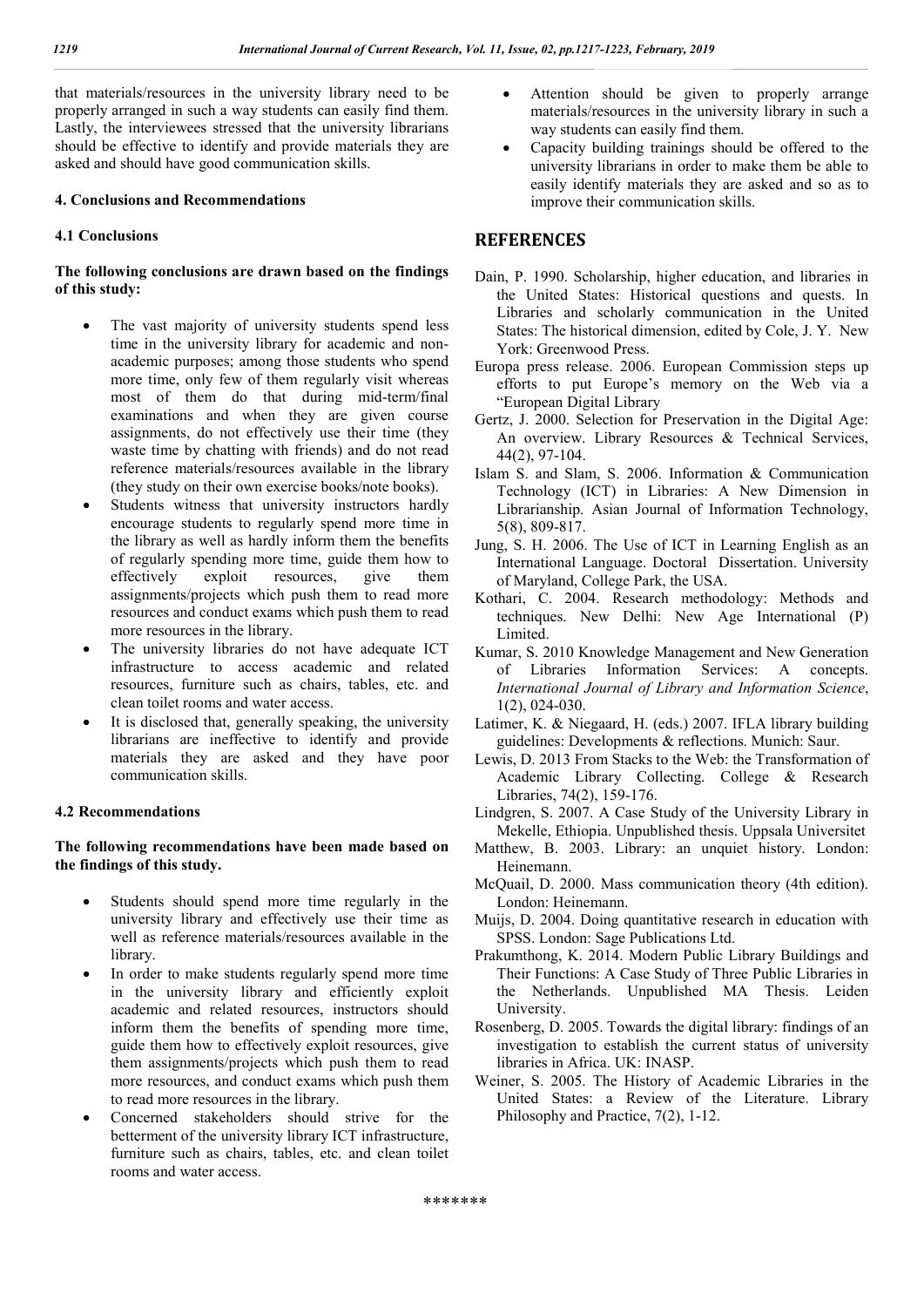that materials/resources in the university library need to be properly arranged in such a way students can easily find them. Lastly, the interviewees stressed that the university librarians should be effective to identify and provide materials they are asked and should have good communication skills.

## 4. Conclusions and Recommendations

### 4.1 Conclusions

**The following conclusions are drawn based on the findings of this study:**

- The vast majority of university students spend less time in the university library for academic and non-academic purposes; among those students who spend more time, only few of them regularly visit whereas most of them do that during mid-term/final examinations and when they are given course assignments, do not effectively use their time (they waste time by chatting with friends) and do not read reference materials/resources available in the library (they study on their own exercise books/note books).
- Students witness that university instructors hardly encourage students to regularly spend more time in the library as well as hardly inform them the benefits of regularly spending more time, guide them how to effectively exploit resources, give them assignments/projects which push them to read more resources and conduct exams which push them to read more resources in the library.
- The university libraries do not have adequate ICT infrastructure to access academic and related resources, furniture such as chairs, tables, etc. and clean toilet rooms and water access.
- It is disclosed that, generally speaking, the university librarians are ineffective to identify and provide materials they are asked and they have poor communication skills.

### 4.2 Recommendations

**The following recommendations have been made based on the findings of this study.**

- Students should spend more time regularly in the university library and effectively use their time as well as reference materials/resources available in the library.
- In order to make students regularly spend more time in the university library and efficiently exploit academic and related resources, instructors should inform them the benefits of spending more time, guide them how to effectively exploit resources, give them assignments/projects which push them to read more resources, and conduct exams which push them to read more resources in the library.
- Concerned stakeholders should strive for the betterment of the university library ICT infrastructure, furniture such as chairs, tables, etc. and clean toilet rooms and water access.
- Attention should be given to properly arrange materials/resources in the university library in such a way students can easily find them.
- Capacity building trainings should be offered to the university librarians in order to make them be able to easily identify materials they are asked and so as to improve their communication skills.

## REFERENCES

Dain, P. 1990. Scholarship, higher education, and libraries in the United States: Historical questions and quests. In Libraries and scholarly communication in the United States: The historical dimension, edited by Cole, J. Y. New York: Greenwood Press.

Europa press release. 2006. European Commission steps up efforts to put Europe's memory on the Web via a "European Digital Library

Gertz, J. 2000. Selection for Preservation in the Digital Age: An overview. Library Resources & Technical Services, 44(2), 97-104.

Islam S. and Slam, S. 2006. Information & Communication Technology (ICT) in Libraries: A New Dimension in Librarianship. Asian Journal of Information Technology, 5(8), 809-817.

Jung, S. H. 2006. The Use of ICT in Learning English as an International Language. Doctoral Dissertation. University of Maryland, College Park, the USA.

Kothari, C. 2004. Research methodology: Methods and techniques. New Delhi: New Age International (P) Limited.

Kumar, S. 2010 Knowledge Management and New Generation of Libraries Information Services: A concepts. *International Journal of Library and Information Science*, 1(2), 024-030.

Latimer, K. & Niegaard, H. (eds.) 2007. IFLA library building guidelines: Developments & reflections. Munich: Saur.

Lewis, D. 2013 From Stacks to the Web: the Transformation of Academic Library Collecting. College & Research Libraries, 74(2), 159-176.

Lindgren, S. 2007. A Case Study of the University Library in Mekelle, Ethiopia. Unpublished thesis. Uppsala Universitet

Matthew, B. 2003. Library: an unquiet history. London: Heinemann.

McQuail, D. 2000. Mass communication theory (4th edition). London: Heinemann.

Muijs, D. 2004. Doing quantitative research in education with SPSS. London: Sage Publications Ltd.

Prakumthong, K. 2014. Modern Public Library Buildings and Their Functions: A Case Study of Three Public Libraries in the Netherlands. Unpublished MA Thesis. Leiden University.

Rosenberg, D. 2005. Towards the digital library: findings of an investigation to establish the current status of university libraries in Africa. UK: INASP.

Weiner, S. 2005. The History of Academic Libraries in the United States: a Review of the Literature. Library Philosophy and Practice, 7(2), 1-12.

*******